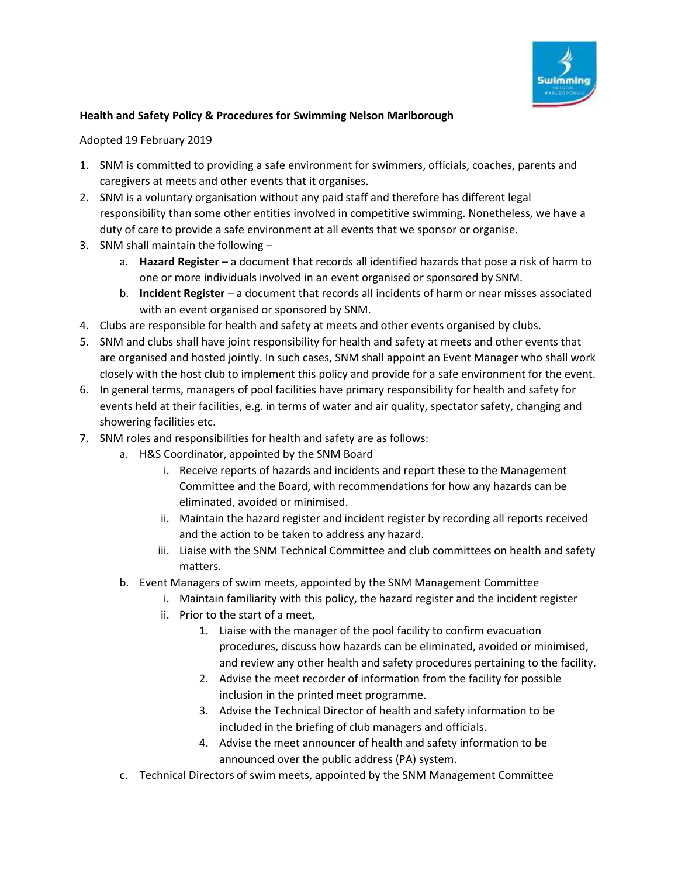**Health and Safety Policy & Procedures for Swimming Nelson Marlborough**

Adopted 19 February 2019

1. SNM is committed to providing a safe environment for swimmers, officials, coaches, parents and caregivers at meets and other events that it organises.
2. SNM is a voluntary organisation without any paid staff and therefore has different legal responsibility than some other entities involved in competitive swimming. Nonetheless, we have a duty of care to provide a safe environment at all events that we sponsor or organise.
3. SNM shall maintain the following –
   a. **Hazard Register** – a document that records all identified hazards that pose a risk of harm to one or more individuals involved in an event organised or sponsored by SNM.
   b. **Incident Register** – a document that records all incidents of harm or near misses associated with an event organised or sponsored by SNM.
4. Clubs are responsible for health and safety at meets and other events organised by clubs.
5. SNM and clubs shall have joint responsibility for health and safety at meets and other events that are organised and hosted jointly. In such cases, SNM shall appoint an Event Manager who shall work closely with the host club to implement this policy and provide for a safe environment for the event.
6. In general terms, managers of pool facilities have primary responsibility for health and safety for events held at their facilities, e.g. in terms of water and air quality, spectator safety, changing and showering facilities etc.
7. SNM roles and responsibilities for health and safety are as follows:
   a. H&S Coordinator, appointed by the SNM Board
      i. Receive reports of hazards and incidents and report these to the Management Committee and the Board, with recommendations for how any hazards can be eliminated, avoided or minimised.
      ii. Maintain the hazard register and incident register by recording all reports received and the action to be taken to address any hazard.
      iii. Liaise with the SNM Technical Committee and club committees on health and safety matters.
   b. Event Managers of swim meets, appointed by the SNM Management Committee
      i. Maintain familiarity with this policy, the hazard register and the incident register
      ii. Prior to the start of a meet,
         1. Liaise with the manager of the pool facility to confirm evacuation procedures, discuss how hazards can be eliminated, avoided or minimised, and review any other health and safety procedures pertaining to the facility.
         2. Advise the meet recorder of information from the facility for possible inclusion in the printed meet programme.
         3. Advise the Technical Director of health and safety information to be included in the briefing of club managers and officials.
         4. Advise the meet announcer of health and safety information to be announced over the public address (PA) system.
   c. Technical Directors of swim meets, appointed by the SNM Management Committee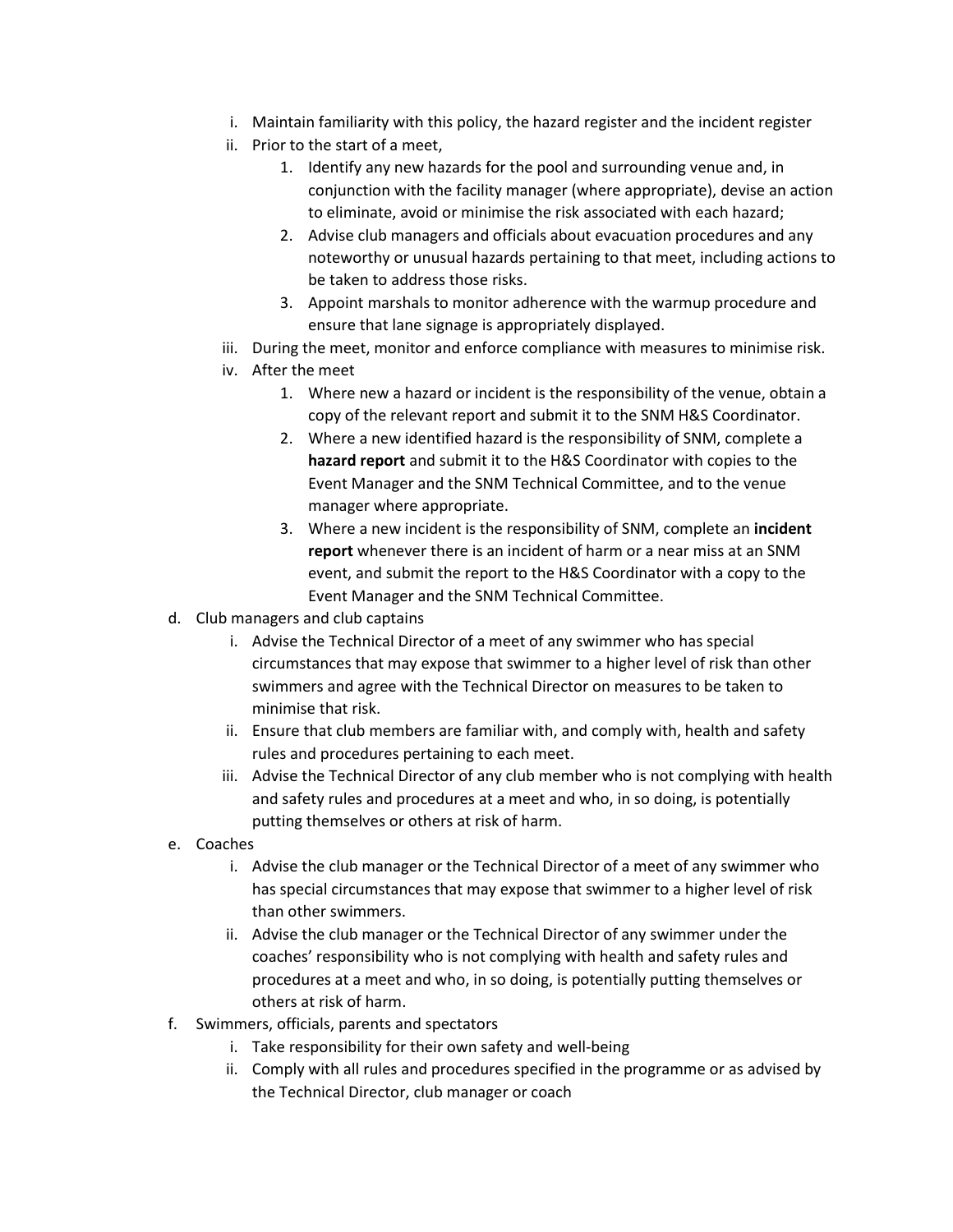i. Maintain familiarity with this policy, the hazard register and the incident register
   ii. Prior to the start of a meet,
       1. Identify any new hazards for the pool and surrounding venue and, in conjunction with the facility manager (where appropriate), devise an action to eliminate, avoid or minimise the risk associated with each hazard;
       2. Advise club managers and officials about evacuation procedures and any noteworthy or unusual hazards pertaining to that meet, including actions to be taken to address those risks.
       3. Appoint marshals to monitor adherence with the warmup procedure and ensure that lane signage is appropriately displayed.
   iii. During the meet, monitor and enforce compliance with measures to minimise risk.
   iv. After the meet
       1. Where new a hazard or incident is the responsibility of the venue, obtain a copy of the relevant report and submit it to the SNM H&S Coordinator.
       2. Where a new identified hazard is the responsibility of SNM, complete a **hazard report** and submit it to the H&S Coordinator with copies to the Event Manager and the SNM Technical Committee, and to the venue manager where appropriate.
       3. Where a new incident is the responsibility of SNM, complete an **incident report** whenever there is an incident of harm or a near miss at an SNM event, and submit the report to the H&S Coordinator with a copy to the Event Manager and the SNM Technical Committee.

d. Club managers and club captains
   i. Advise the Technical Director of a meet of any swimmer who has special circumstances that may expose that swimmer to a higher level of risk than other swimmers and agree with the Technical Director on measures to be taken to minimise that risk.
   ii. Ensure that club members are familiar with, and comply with, health and safety rules and procedures pertaining to each meet.
   iii. Advise the Technical Director of any club member who is not complying with health and safety rules and procedures at a meet and who, in so doing, is potentially putting themselves or others at risk of harm.

e. Coaches
   i. Advise the club manager or the Technical Director of a meet of any swimmer who has special circumstances that may expose that swimmer to a higher level of risk than other swimmers.
   ii. Advise the club manager or the Technical Director of any swimmer under the coaches' responsibility who is not complying with health and safety rules and procedures at a meet and who, in so doing, is potentially putting themselves or others at risk of harm.

f. Swimmers, officials, parents and spectators
   i. Take responsibility for their own safety and well-being
   ii. Comply with all rules and procedures specified in the programme or as advised by the Technical Director, club manager or coach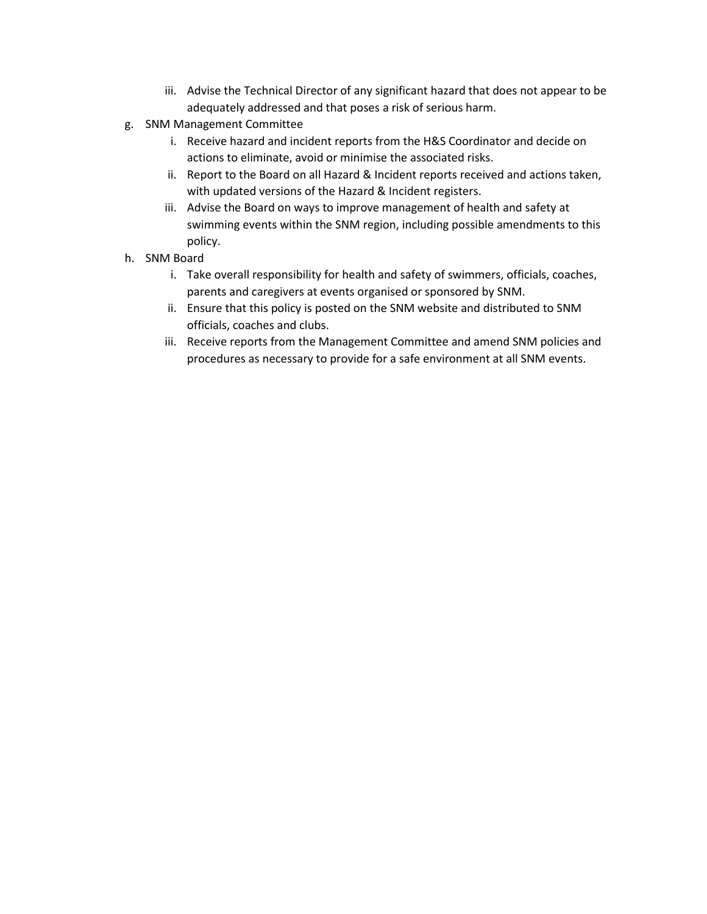iii. Advise the Technical Director of any significant hazard that does not appear to be adequately addressed and that poses a risk of serious harm.

g. SNM Management Committee
   i. Receive hazard and incident reports from the H&S Coordinator and decide on actions to eliminate, avoid or minimise the associated risks.
   ii. Report to the Board on all Hazard & Incident reports received and actions taken, with updated versions of the Hazard & Incident registers.
   iii. Advise the Board on ways to improve management of health and safety at swimming events within the SNM region, including possible amendments to this policy.

h. SNM Board
   i. Take overall responsibility for health and safety of swimmers, officials, coaches, parents and caregivers at events organised or sponsored by SNM.
   ii. Ensure that this policy is posted on the SNM website and distributed to SNM officials, coaches and clubs.
   iii. Receive reports from the Management Committee and amend SNM policies and procedures as necessary to provide for a safe environment at all SNM events.